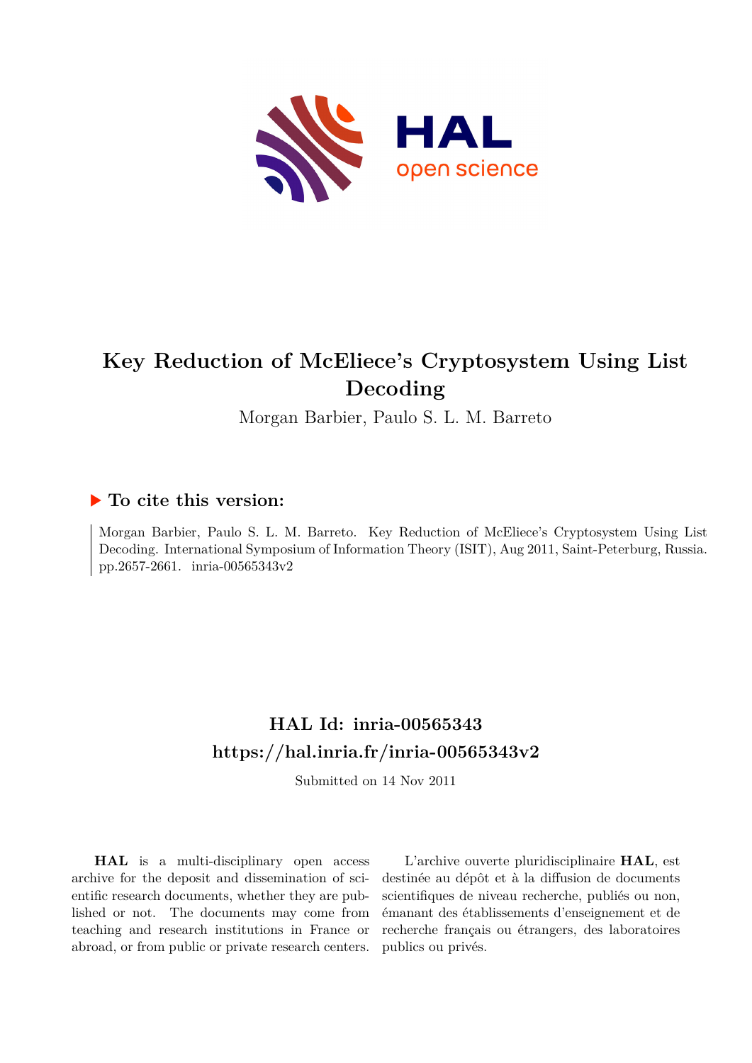# Key Reduction of McEliece's Cryptosystem Using List Decoding

Morgan Barbier, Paulo S. L. M. Barreto

## ▶ To cite this version:

Morgan Barbier, Paulo S. L. M. Barreto. Key Reduction of McEliece's Cryptosystem Using List Decoding. International Symposium of Information Theory (ISIT), Aug 2011, Saint-Peterburg, Russia. pp.2657-2661. inria-00565343v2

## HAL Id: inria-00565343

## https://hal.inria.fr/inria-00565343v2

Submitted on 14 Nov 2011

**HAL** is a multi-disciplinary open access archive for the deposit and dissemination of scientific research documents, whether they are published or not. The documents may come from teaching and research institutions in France or abroad, or from public or private research centers.

L'archive ouverte pluridisciplinaire **HAL**, est destinée au dépôt et à la diffusion de documents scientifiques de niveau recherche, publiés ou non, émanant des établissements d'enseignement et de recherche français ou étrangers, des laboratoires publics ou privés.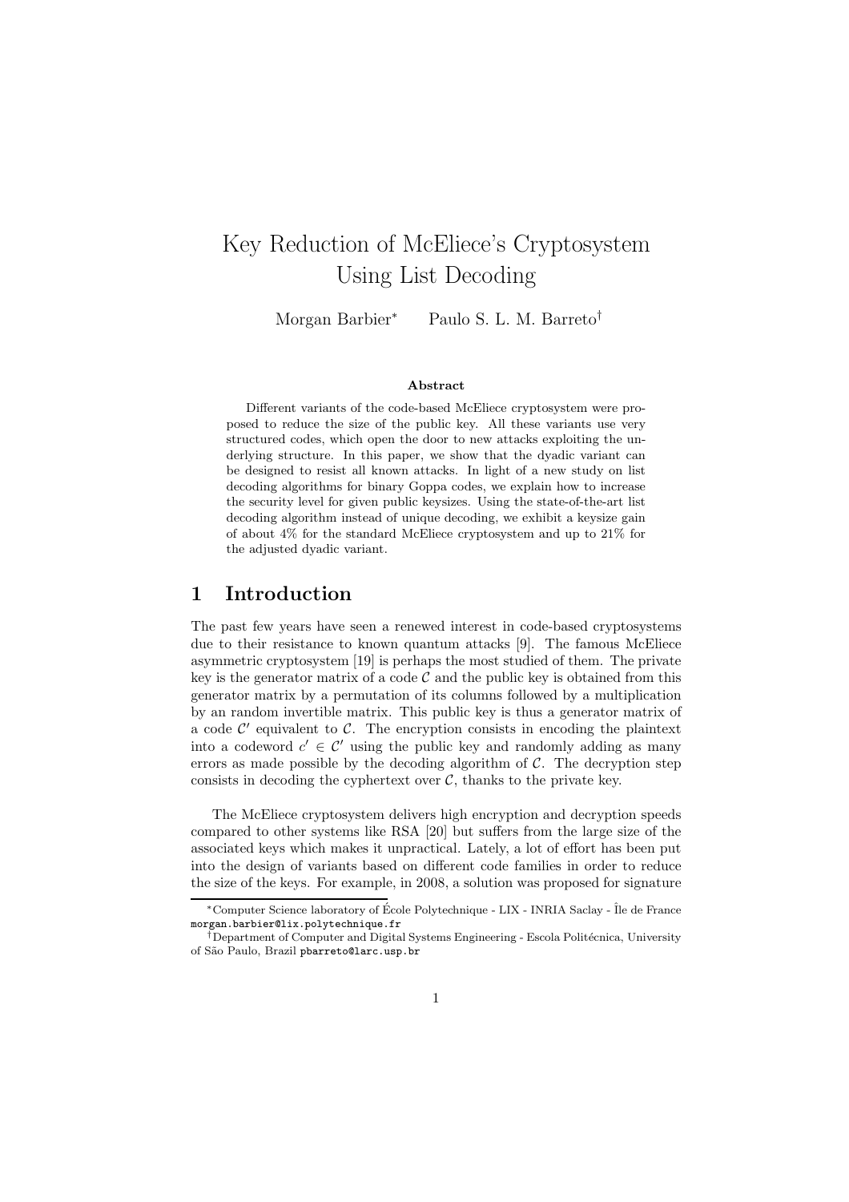# Key Reduction of McEliece's Cryptosystem Using List Decoding

Morgan Barbier[*] Paulo S. L. M. Barreto[†]

### Abstract

Different variants of the code-based McEliece cryptosystem were proposed to reduce the size of the public key. All these variants use very structured codes, which open the door to new attacks exploiting the underlying structure. In this paper, we show that the dyadic variant can be designed to resist all known attacks. In light of a new study on list decoding algorithms for binary Goppa codes, we explain how to increase the security level for given public keysizes. Using the state-of-the-art list decoding algorithm instead of unique decoding, we exhibit a keysize gain of about 4% for the standard McEliece cryptosystem and up to 21% for the adjusted dyadic variant.

## 1 Introduction

The past few years have seen a renewed interest in code-based cryptosystems due to their resistance to known quantum attacks [9]. The famous McEliece asymmetric cryptosystem [19] is perhaps the most studied of them. The private key is the generator matrix of a code $\mathcal{C}$ and the public key is obtained from this generator matrix by a permutation of its columns followed by a multiplication by an random invertible matrix. This public key is thus a generator matrix of a code $\mathcal{C}'$ equivalent to $\mathcal{C}$. The encryption consists in encoding the plaintext into a codeword $c' \in \mathcal{C}'$ using the public key and randomly adding as many errors as made possible by the decoding algorithm of $\mathcal{C}$. The decryption step consists in decoding the cyphertext over $\mathcal{C}$, thanks to the private key.

The McEliece cryptosystem delivers high encryption and decryption speeds compared to other systems like RSA [20] but suffers from the large size of the associated keys which makes it unpractical. Lately, a lot of effort has been put into the design of variants based on different code families in order to reduce the size of the keys. For example, in 2008, a solution was proposed for signature

---

[*] Computer Science laboratory of École Polytechnique - LIX - INRIA Saclay - Île de France morgan.barbier@lix.polytechnique.fr

[†] Department of Computer and Digital Systems Engineering - Escola Politécnica, University of São Paulo, Brazil pbarreto@larc.usp.br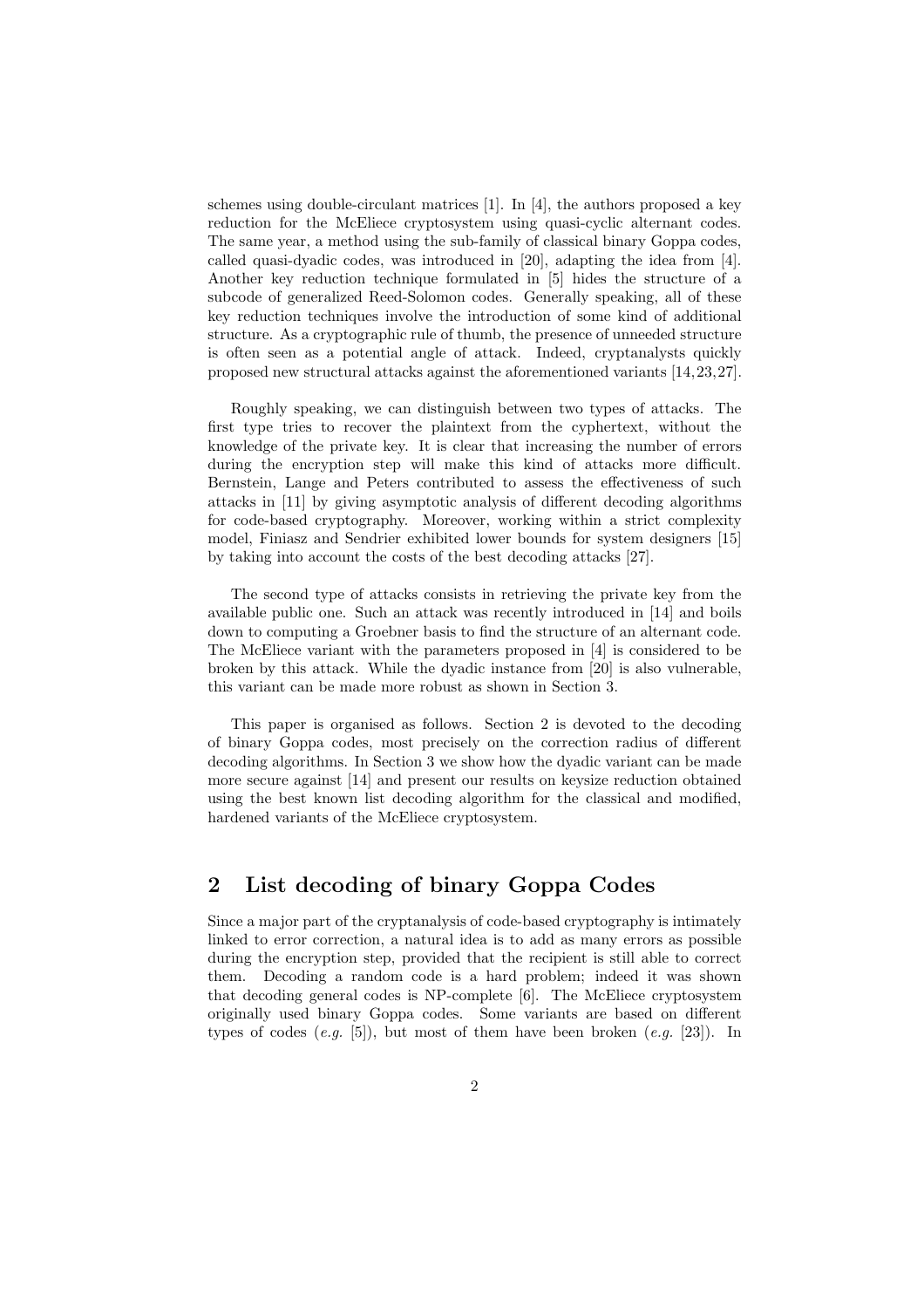schemes using double-circulant matrices [1]. In [4], the authors proposed a key reduction for the McEliece cryptosystem using quasi-cyclic alternant codes. The same year, a method using the sub-family of classical binary Goppa codes, called quasi-dyadic codes, was introduced in [20], adapting the idea from [4]. Another key reduction technique formulated in [5] hides the structure of a subcode of generalized Reed-Solomon codes. Generally speaking, all of these key reduction techniques involve the introduction of some kind of additional structure. As a cryptographic rule of thumb, the presence of unneeded structure is often seen as a potential angle of attack. Indeed, cryptanalysts quickly proposed new structural attacks against the aforementioned variants [14,23,27].

Roughly speaking, we can distinguish between two types of attacks. The first type tries to recover the plaintext from the cyphertext, without the knowledge of the private key. It is clear that increasing the number of errors during the encryption step will make this kind of attacks more difficult. Bernstein, Lange and Peters contributed to assess the effectiveness of such attacks in [11] by giving asymptotic analysis of different decoding algorithms for code-based cryptography. Moreover, working within a strict complexity model, Finiasz and Sendrier exhibited lower bounds for system designers [15] by taking into account the costs of the best decoding attacks [27].

The second type of attacks consists in retrieving the private key from the available public one. Such an attack was recently introduced in [14] and boils down to computing a Groebner basis to find the structure of an alternant code. The McEliece variant with the parameters proposed in [4] is considered to be broken by this attack. While the dyadic instance from [20] is also vulnerable, this variant can be made more robust as shown in Section 3.

This paper is organised as follows. Section 2 is devoted to the decoding of binary Goppa codes, most precisely on the correction radius of different decoding algorithms. In Section 3 we show how the dyadic variant can be made more secure against [14] and present our results on keysize reduction obtained using the best known list decoding algorithm for the classical and modified, hardened variants of the McEliece cryptosystem.

## 2 List decoding of binary Goppa Codes

Since a major part of the cryptanalysis of code-based cryptography is intimately linked to error correction, a natural idea is to add as many errors as possible during the encryption step, provided that the recipient is still able to correct them. Decoding a random code is a hard problem; indeed it was shown that decoding general codes is NP-complete [6]. The McEliece cryptosystem originally used binary Goppa codes. Some variants are based on different types of codes (*e.g.* [5]), but most of them have been broken (*e.g.* [23]). In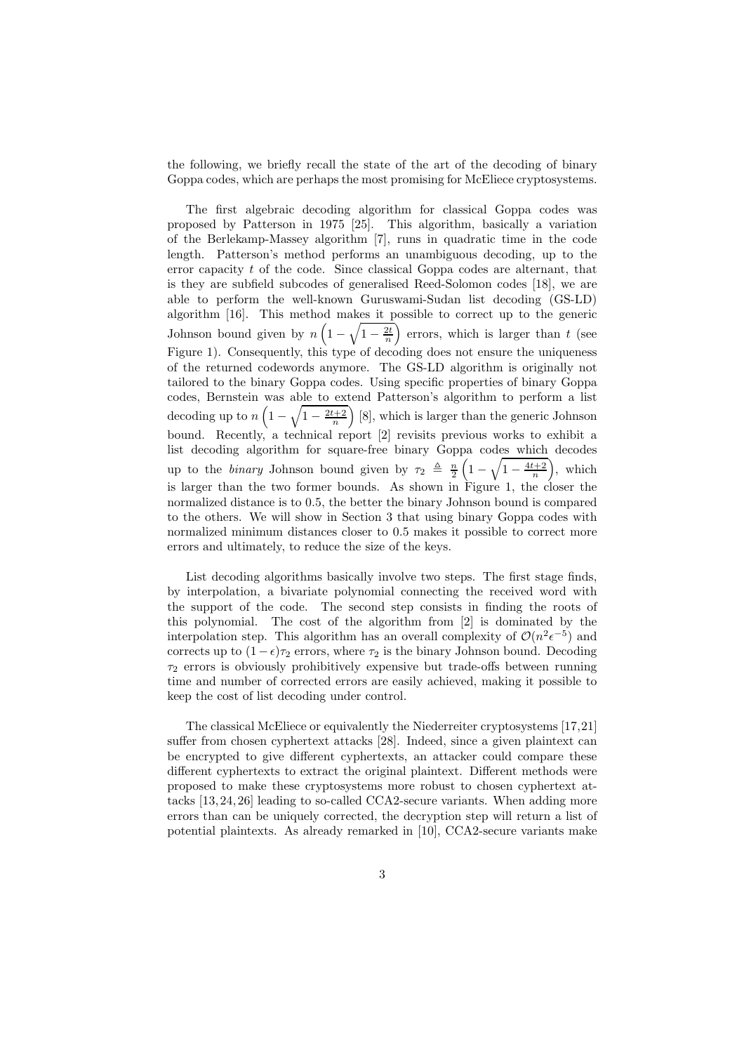the following, we briefly recall the state of the art of the decoding of binary Goppa codes, which are perhaps the most promising for McEliece cryptosystems.

The first algebraic decoding algorithm for classical Goppa codes was proposed by Patterson in 1975 [25]. This algorithm, basically a variation of the Berlekamp-Massey algorithm [7], runs in quadratic time in the code length. Patterson's method performs an unambiguous decoding, up to the error capacity $t$ of the code. Since classical Goppa codes are alternant, that is they are subfield subcodes of generalised Reed-Solomon codes [18], we are able to perform the well-known Guruswami-Sudan list decoding (GS-LD) algorithm [16]. This method makes it possible to correct up to the generic Johnson bound given by $n\left(1-\sqrt{1-\frac{2t}{n}}\right)$ errors, which is larger than $t$ (see Figure 1). Consequently, this type of decoding does not ensure the uniqueness of the returned codewords anymore. The GS-LD algorithm is originally not tailored to the binary Goppa codes. Using specific properties of binary Goppa codes, Bernstein was able to extend Patterson's algorithm to perform a list decoding up to $n\left(1-\sqrt{1-\frac{2t+2}{n}}\right)$ [8], which is larger than the generic Johnson bound. Recently, a technical report [2] revisits previous works to exhibit a list decoding algorithm for square-free binary Goppa codes which decodes up to the *binary* Johnson bound given by $\tau_2 \triangleq \frac{n}{2}\left(1-\sqrt{1-\frac{4t+2}{n}}\right)$, which is larger than the two former bounds. As shown in Figure 1, the closer the normalized distance is to 0.5, the better the binary Johnson bound is compared to the others. We will show in Section 3 that using binary Goppa codes with normalized minimum distances closer to 0.5 makes it possible to correct more errors and ultimately, to reduce the size of the keys.

List decoding algorithms basically involve two steps. The first stage finds, by interpolation, a bivariate polynomial connecting the received word with the support of the code. The second step consists in finding the roots of this polynomial. The cost of the algorithm from [2] is dominated by the interpolation step. This algorithm has an overall complexity of $\mathcal{O}(n^2\epsilon^{-5})$ and corrects up to $(1-\epsilon)\tau_2$ errors, where $\tau_2$ is the binary Johnson bound. Decoding $\tau_2$ errors is obviously prohibitively expensive but trade-offs between running time and number of corrected errors are easily achieved, making it possible to keep the cost of list decoding under control.

The classical McEliece or equivalently the Niederreiter cryptosystems [17,21] suffer from chosen cyphertext attacks [28]. Indeed, since a given plaintext can be encrypted to give different cyphertexts, an attacker could compare these different cyphertexts to extract the original plaintext. Different methods were proposed to make these cryptosystems more robust to chosen cyphertext attacks [13,24,26] leading to so-called CCA2-secure variants. When adding more errors than can be uniquely corrected, the decryption step will return a list of potential plaintexts. As already remarked in [10], CCA2-secure variants make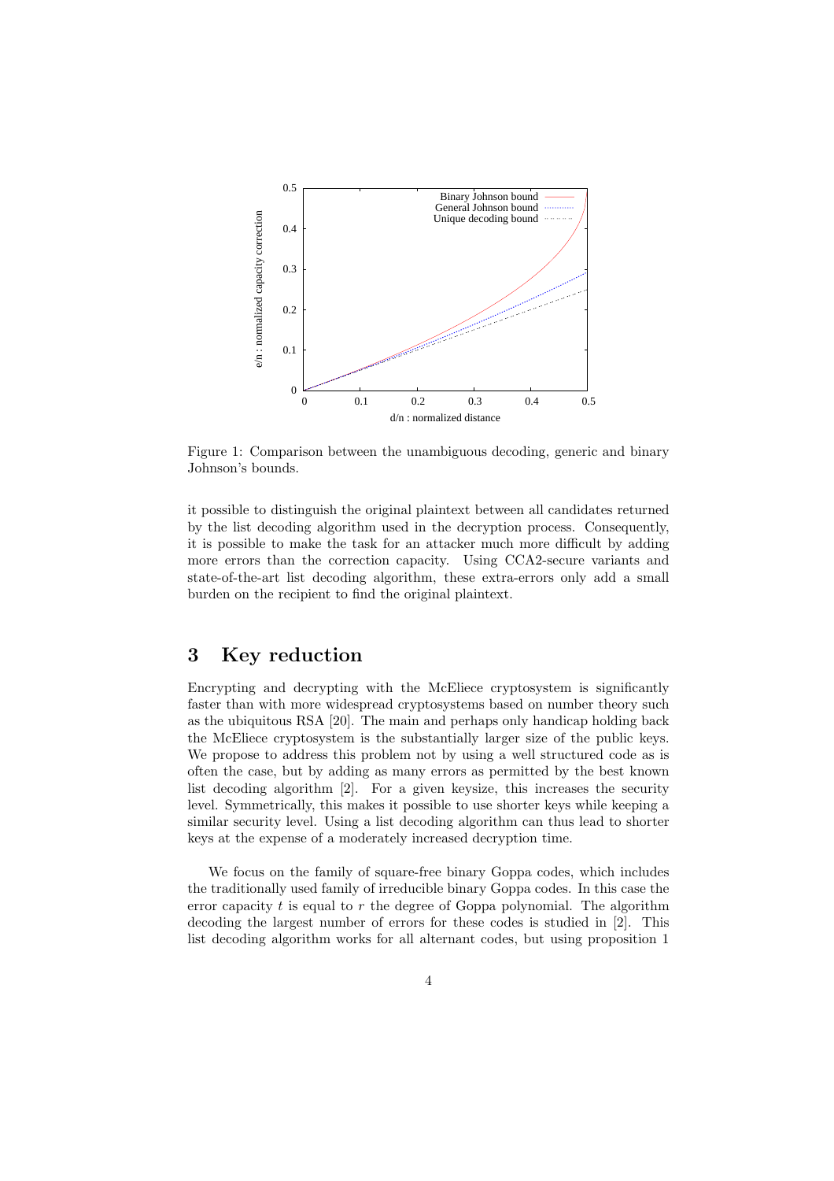Figure 1: Comparison between the unambiguous decoding, generic and binary Johnson's bounds.

it possible to distinguish the original plaintext between all candidates returned by the list decoding algorithm used in the decryption process. Consequently, it is possible to make the task for an attacker much more difficult by adding more errors than the correction capacity. Using CCA2-secure variants and state-of-the-art list decoding algorithm, these extra-errors only add a small burden on the recipient to find the original plaintext.

## 3 Key reduction

Encrypting and decrypting with the McEliece cryptosystem is significantly faster than with more widespread cryptosystems based on number theory such as the ubiquitous RSA [20]. The main and perhaps only handicap holding back the McEliece cryptosystem is the substantially larger size of the public keys. We propose to address this problem not by using a well structured code as is often the case, but by adding as many errors as permitted by the best known list decoding algorithm [2]. For a given keysize, this increases the security level. Symmetrically, this makes it possible to use shorter keys while keeping a similar security level. Using a list decoding algorithm can thus lead to shorter keys at the expense of a moderately increased decryption time.

We focus on the family of square-free binary Goppa codes, which includes the traditionally used family of irreducible binary Goppa codes. In this case the error capacity $t$ is equal to $r$ the degree of Goppa polynomial. The algorithm decoding the largest number of errors for these codes is studied in [2]. This list decoding algorithm works for all alternant codes, but using proposition 1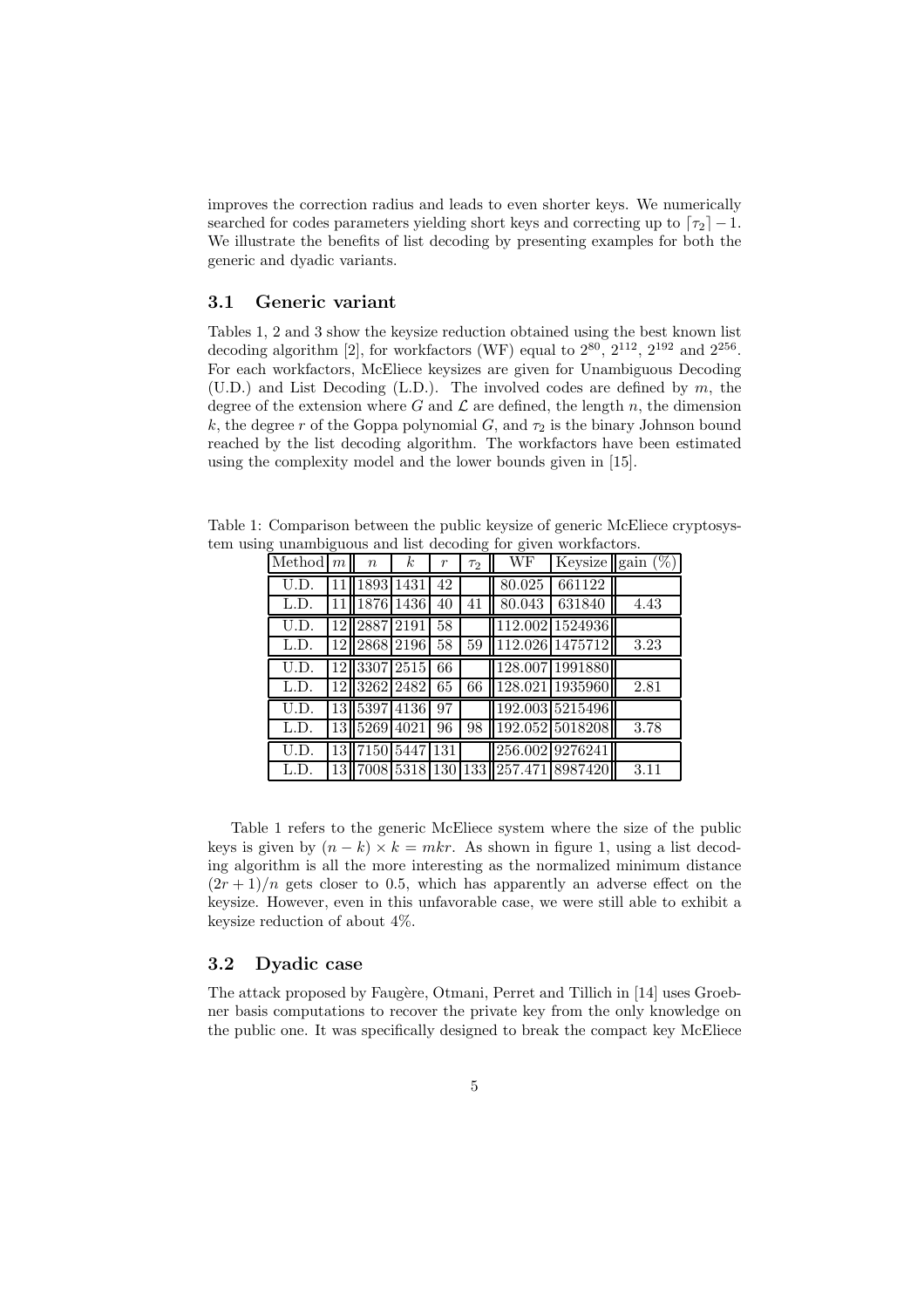improves the correction radius and leads to even shorter keys. We numerically searched for codes parameters yielding short keys and correcting up to $\lceil \tau_2 \rceil - 1$. We illustrate the benefits of list decoding by presenting examples for both the generic and dyadic variants.

### 3.1 Generic variant

Tables 1, 2 and 3 show the keysize reduction obtained using the best known list decoding algorithm [2], for workfactors (WF) equal to $2^{80}$, $2^{112}$, $2^{192}$ and $2^{256}$. For each workfactors, McEliece keysizes are given for Unambiguous Decoding (U.D.) and List Decoding (L.D.). The involved codes are defined by $m$, the degree of the extension where $G$ and $\mathcal{L}$ are defined, the length $n$, the dimension $k$, the degree $r$ of the Goppa polynomial $G$, and $\tau_2$ is the binary Johnson bound reached by the list decoding algorithm. The workfactors have been estimated using the complexity model and the lower bounds given in [15].

Table 1: Comparison between the public keysize of generic McEliece cryptosystem using unambiguous and list decoding for given workfactors.

| Method | $m$ | $n$ | $k$ | $r$ | $\tau_2$ | WF | Keysize | gain (%) |
|---|---|---|---|---|---|---|---|---|
| U.D. | 11 | 1893 | 1431 | 42 | | 80.025 | 661122 | |
| L.D. | 11 | 1876 | 1436 | 40 | 41 | 80.043 | 631840 | 4.43 |
| U.D. | 12 | 2887 | 2191 | 58 | | 112.002 | 1524936 | |
| L.D. | 12 | 2868 | 2196 | 58 | 59 | 112.026 | 1475712 | 3.23 |
| U.D. | 12 | 3307 | 2515 | 66 | | 128.007 | 1991880 | |
| L.D. | 12 | 3262 | 2482 | 65 | 66 | 128.021 | 1935960 | 2.81 |
| U.D. | 13 | 5397 | 4136 | 97 | | 192.003 | 5215496 | |
| L.D. | 13 | 5269 | 4021 | 96 | 98 | 192.052 | 5018208 | 3.78 |
| U.D. | 13 | 7150 | 5447 | 131 | | 256.002 | 9276241 | |
| L.D. | 13 | 7008 | 5318 | 130 | 133 | 257.471 | 8987420 | 3.11 |

Table 1 refers to the generic McEliece system where the size of the public keys is given by $(n - k) \times k = mkr$. As shown in figure 1, using a list decoding algorithm is all the more interesting as the normalized minimum distance $(2r + 1)/n$ gets closer to 0.5, which has apparently an adverse effect on the keysize. However, even in this unfavorable case, we were still able to exhibit a keysize reduction of about 4%.

### 3.2 Dyadic case

The attack proposed by Faugère, Otmani, Perret and Tillich in [14] uses Groebner basis computations to recover the private key from the only knowledge on the public one. It was specifically designed to break the compact key McEliece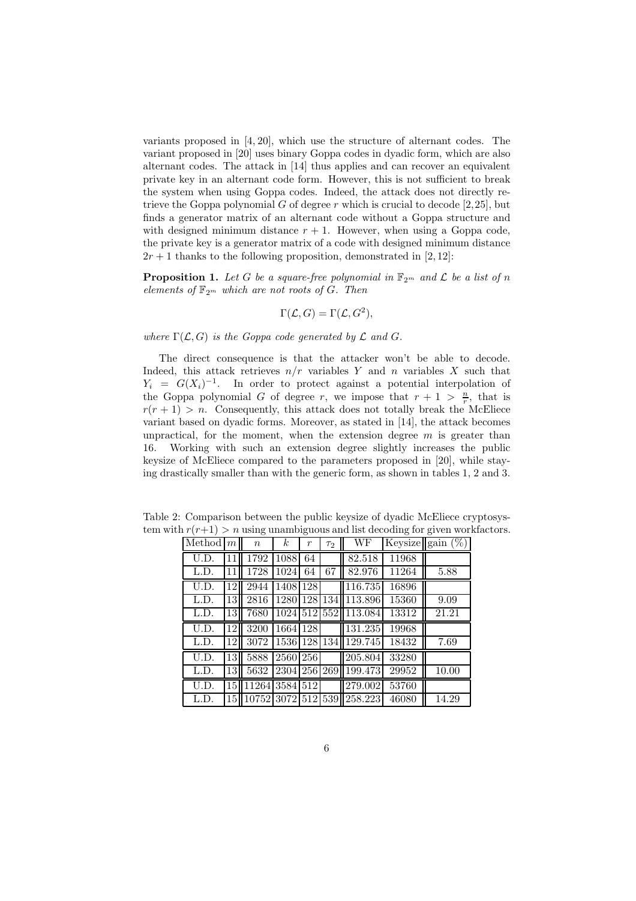variants proposed in [4, 20], which use the structure of alternant codes. The variant proposed in [20] uses binary Goppa codes in dyadic form, which are also alternant codes. The attack in [14] thus applies and can recover an equivalent private key in an alternant code form. However, this is not sufficient to break the system when using Goppa codes. Indeed, the attack does not directly retrieve the Goppa polynomial $G$ of degree $r$ which is crucial to decode [2, 25], but finds a generator matrix of an alternant code without a Goppa structure and with designed minimum distance $r+1$. However, when using a Goppa code, the private key is a generator matrix of a code with designed minimum distance $2r+1$ thanks to the following proposition, demonstrated in [2, 12]:

**Proposition 1.** *Let $G$ be a square-free polynomial in $\mathbb{F}_{2^m}$ and $\mathcal{L}$ be a list of $n$ elements of $\mathbb{F}_{2^m}$ which are not roots of $G$. Then*

$$\Gamma(\mathcal{L}, G) = \Gamma(\mathcal{L}, G^2),$$

*where $\Gamma(\mathcal{L}, G)$ is the Goppa code generated by $\mathcal{L}$ and $G$.*

The direct consequence is that the attacker won't be able to decode. Indeed, this attack retrieves $n/r$ variables $Y$ and $n$ variables $X$ such that $Y_i = G(X_i)^{-1}$. In order to protect against a potential interpolation of the Goppa polynomial $G$ of degree $r$, we impose that $r+1 > \frac{n}{r}$, that is $r(r+1) > n$. Consequently, this attack does not totally break the McEliece variant based on dyadic forms. Moreover, as stated in [14], the attack becomes unpractical, for the moment, when the extension degree $m$ is greater than 16. Working with such an extension degree slightly increases the public keysize of McEliece compared to the parameters proposed in [20], while staying drastically smaller than with the generic form, as shown in tables 1, 2 and 3.

Table 2: Comparison between the public keysize of dyadic McEliece cryptosystem with $r(r+1) > n$ using unambiguous and list decoding for given workfactors.

| Method | $m$ | $n$ | $k$ | $r$ | $\tau_2$ | WF | Keysize | gain (%) |
|---|---|---|---|---|---|---|---|---|
| U.D. | 11 | 1792 | 1088 | 64 | | 82.518 | 11968 | |
| L.D. | 11 | 1728 | 1024 | 64 | 67 | 82.976 | 11264 | 5.88 |
| U.D. | 12 | 2944 | 1408 | 128 | | 116.735 | 16896 | |
| L.D. | 13 | 2816 | 1280 | 128 | 134 | 113.896 | 15360 | 9.09 |
| L.D. | 13 | 7680 | 1024 | 512 | 552 | 113.084 | 13312 | 21.21 |
| U.D. | 12 | 3200 | 1664 | 128 | | 131.235 | 19968 | |
| L.D. | 12 | 3072 | 1536 | 128 | 134 | 129.745 | 18432 | 7.69 |
| U.D. | 13 | 5888 | 2560 | 256 | | 205.804 | 33280 | |
| L.D. | 13 | 5632 | 2304 | 256 | 269 | 199.473 | 29952 | 10.00 |
| U.D. | 15 | 11264 | 3584 | 512 | | 279.002 | 53760 | |
| L.D. | 15 | 10752 | 3072 | 512 | 539 | 258.223 | 46080 | 14.29 |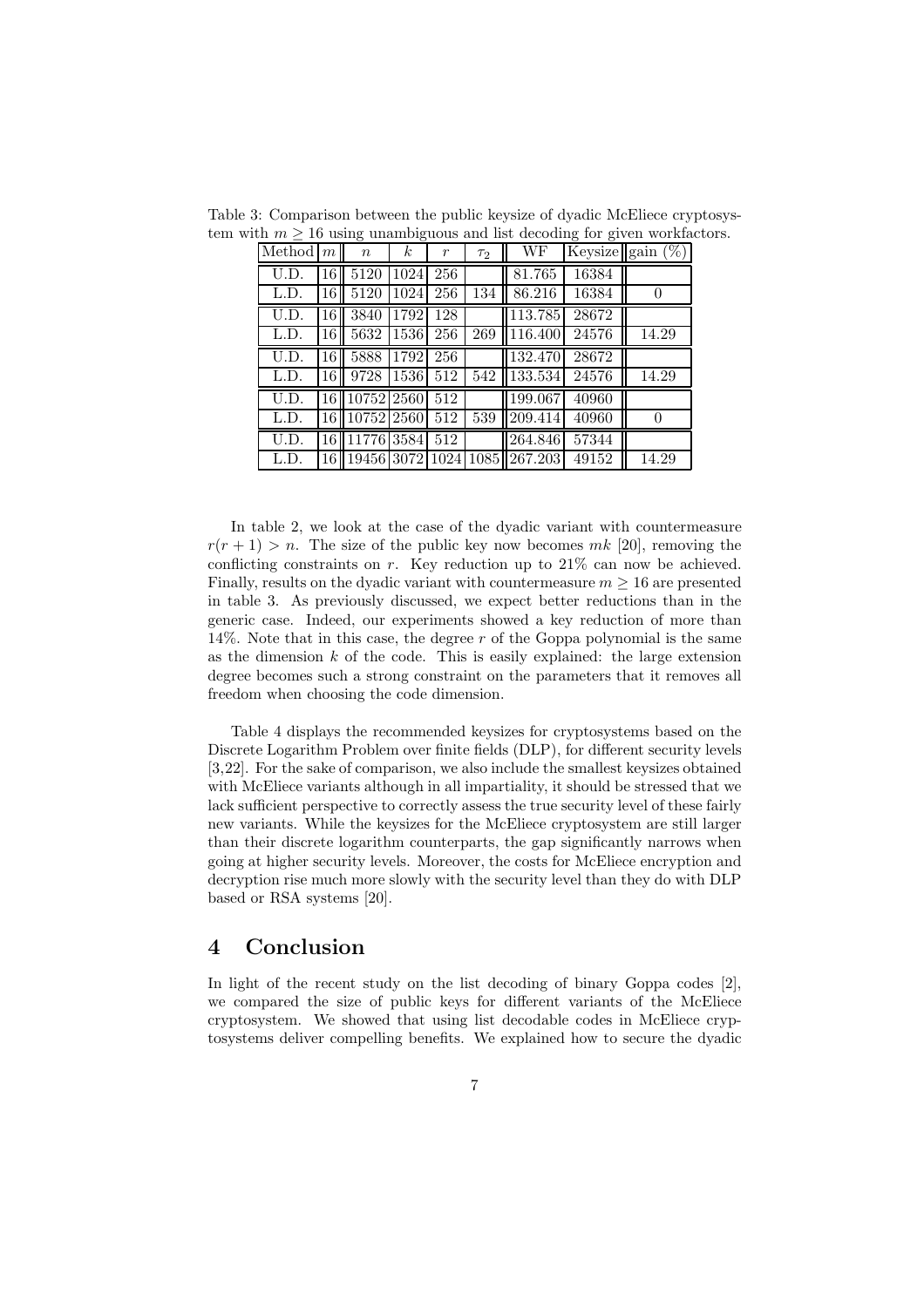Table 3: Comparison between the public keysize of dyadic McEliece cryptosystem with $m \geq 16$ using unambiguous and list decoding for given workfactors.

| Method | $m$ | $n$ | $k$ | $r$ | $\tau_2$ | WF | Keysize | gain (%) |
|---|---|---|---|---|---|---|---|---|
| U.D. | 16 | 5120 | 1024 | 256 | | 81.765 | 16384 | |
| L.D. | 16 | 5120 | 1024 | 256 | 134 | 86.216 | 16384 | 0 |
| U.D. | 16 | 3840 | 1792 | 128 | | 113.785 | 28672 | |
| L.D. | 16 | 5632 | 1536 | 256 | 269 | 116.400 | 24576 | 14.29 |
| U.D. | 16 | 5888 | 1792 | 256 | | 132.470 | 28672 | |
| L.D. | 16 | 9728 | 1536 | 512 | 542 | 133.534 | 24576 | 14.29 |
| U.D. | 16 | 10752 | 2560 | 512 | | 199.067 | 40960 | |
| L.D. | 16 | 10752 | 2560 | 512 | 539 | 209.414 | 40960 | 0 |
| U.D. | 16 | 11776 | 3584 | 512 | | 264.846 | 57344 | |
| L.D. | 16 | 19456 | 3072 | 1024 | 1085 | 267.203 | 49152 | 14.29 |

In table 2, we look at the case of the dyadic variant with countermeasure $r(r+1) > n$. The size of the public key now becomes $mk$ [20], removing the conflicting constraints on $r$. Key reduction up to 21% can now be achieved. Finally, results on the dyadic variant with countermeasure $m \geq 16$ are presented in table 3. As previously discussed, we expect better reductions than in the generic case. Indeed, our experiments showed a key reduction of more than 14%. Note that in this case, the degree $r$ of the Goppa polynomial is the same as the dimension $k$ of the code. This is easily explained: the large extension degree becomes such a strong constraint on the parameters that it removes all freedom when choosing the code dimension.

Table 4 displays the recommended keysizes for cryptosystems based on the Discrete Logarithm Problem over finite fields (DLP), for different security levels [3,22]. For the sake of comparison, we also include the smallest keysizes obtained with McEliece variants although in all impartiality, it should be stressed that we lack sufficient perspective to correctly assess the true security level of these fairly new variants. While the keysizes for the McEliece cryptosystem are still larger than their discrete logarithm counterparts, the gap significantly narrows when going at higher security levels. Moreover, the costs for McEliece encryption and decryption rise much more slowly with the security level than they do with DLP based or RSA systems [20].

## 4 Conclusion

In light of the recent study on the list decoding of binary Goppa codes [2], we compared the size of public keys for different variants of the McEliece cryptosystem. We showed that using list decodable codes in McEliece cryptosystems deliver compelling benefits. We explained how to secure the dyadic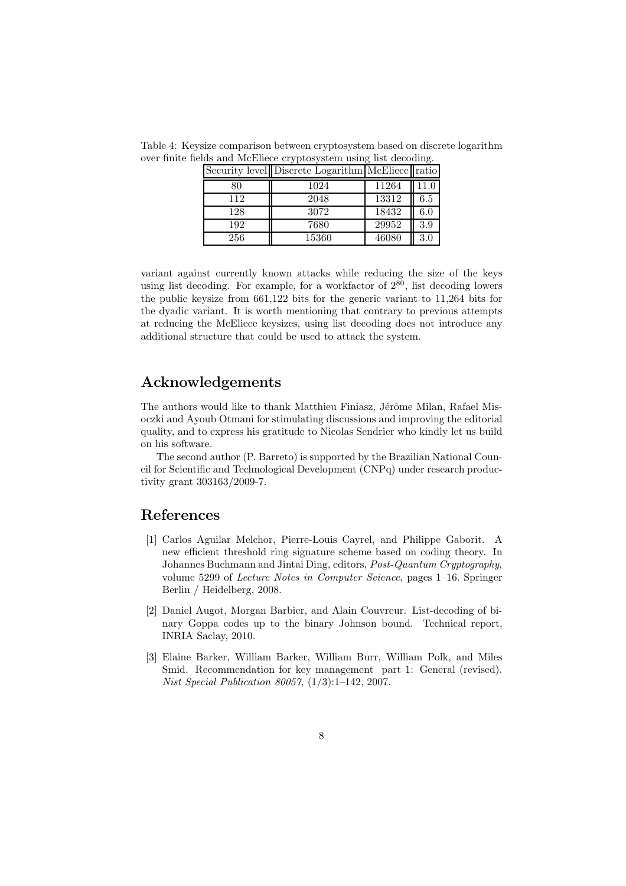Table 4: Keysize comparison between cryptosystem based on discrete logarithm over finite fields and McEliece cryptosystem using list decoding.

| Security level | Discrete Logarithm | McEliece | ratio |
|---|---|---|---|
| 80 | 1024 | 11264 | 11.0 |
| 112 | 2048 | 13312 | 6.5 |
| 128 | 3072 | 18432 | 6.0 |
| 192 | 7680 | 29952 | 3.9 |
| 256 | 15360 | 46080 | 3.0 |

variant against currently known attacks while reducing the size of the keys using list decoding. For example, for a workfactor of $2^{80}$, list decoding lowers the public keysize from 661,122 bits for the generic variant to 11,264 bits for the dyadic variant. It is worth mentioning that contrary to previous attempts at reducing the McEliece keysizes, using list decoding does not introduce any additional structure that could be used to attack the system.

## Acknowledgements

The authors would like to thank Matthieu Finiasz, Jérôme Milan, Rafael Misoczki and Ayoub Otmani for stimulating discussions and improving the editorial quality, and to express his gratitude to Nicolas Sendrier who kindly let us build on his software.

The second author (P. Barreto) is supported by the Brazilian National Council for Scientific and Technological Development (CNPq) under research productivity grant 303163/2009-7.

## References

[1] Carlos Aguilar Melchor, Pierre-Louis Cayrel, and Philippe Gaborit. A new efficient threshold ring signature scheme based on coding theory. In Johannes Buchmann and Jintai Ding, editors, *Post-Quantum Cryptography*, volume 5299 of *Lecture Notes in Computer Science*, pages 1–16. Springer Berlin / Heidelberg, 2008.

[2] Daniel Augot, Morgan Barbier, and Alain Couvreur. List-decoding of binary Goppa codes up to the binary Johnson bound. Technical report, INRIA Saclay, 2010.

[3] Elaine Barker, William Barker, William Burr, William Polk, and Miles Smid. Recommendation for key management part 1: General (revised). *Nist Special Publication 80057*, (1/3):1–142, 2007.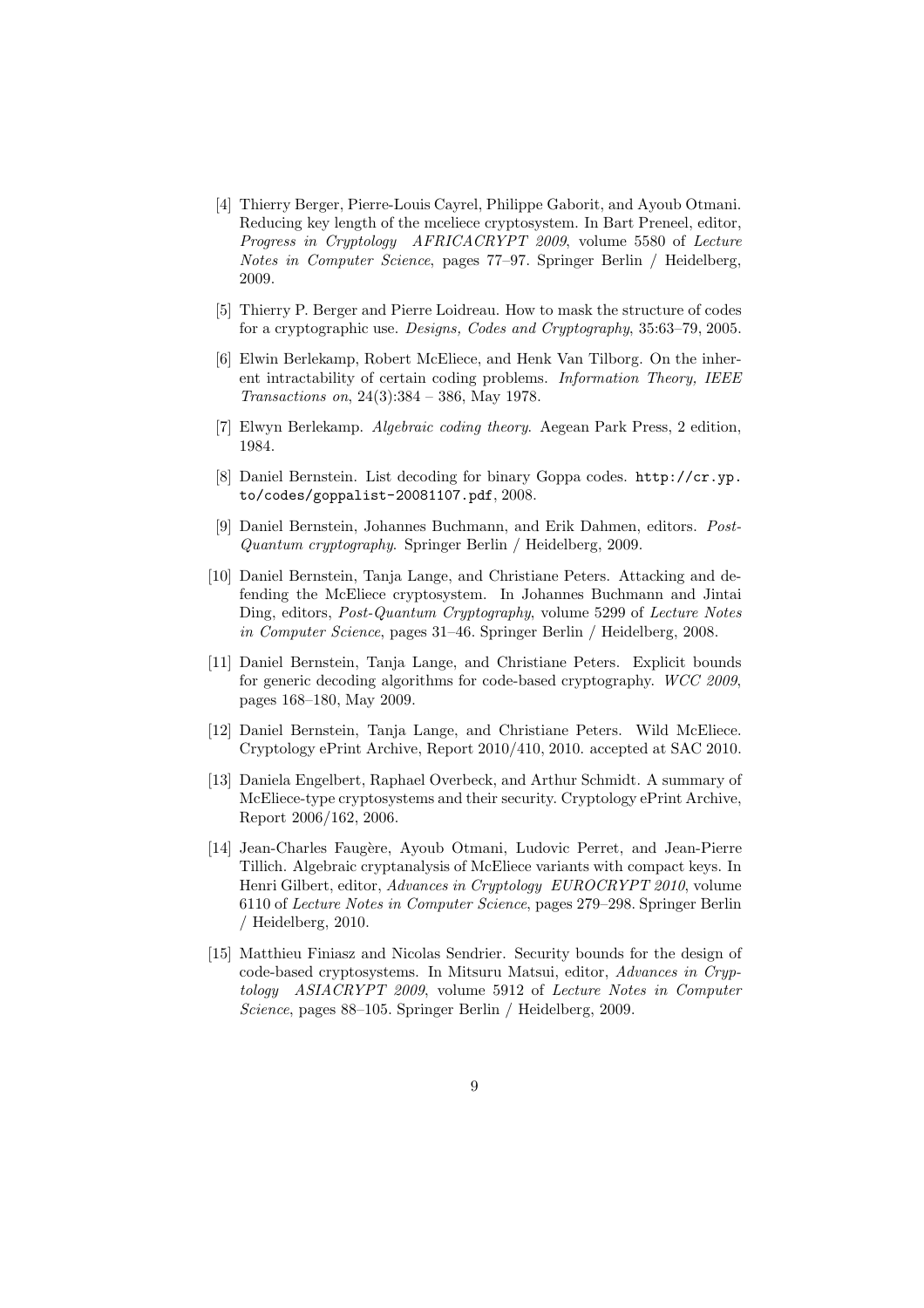[4] Thierry Berger, Pierre-Louis Cayrel, Philippe Gaborit, and Ayoub Otmani. Reducing key length of the mceliece cryptosystem. In Bart Preneel, editor, *Progress in Cryptology AFRICACRYPT 2009*, volume 5580 of *Lecture Notes in Computer Science*, pages 77–97. Springer Berlin / Heidelberg, 2009.

[5] Thierry P. Berger and Pierre Loidreau. How to mask the structure of codes for a cryptographic use. *Designs, Codes and Cryptography*, 35:63–79, 2005.

[6] Elwin Berlekamp, Robert McEliece, and Henk Van Tilborg. On the inherent intractability of certain coding problems. *Information Theory, IEEE Transactions on*, 24(3):384 – 386, May 1978.

[7] Elwyn Berlekamp. *Algebraic coding theory*. Aegean Park Press, 2 edition, 1984.

[8] Daniel Bernstein. List decoding for binary Goppa codes. `http://cr.yp.to/codes/goppalist-20081107.pdf`, 2008.

[9] Daniel Bernstein, Johannes Buchmann, and Erik Dahmen, editors. *Post-Quantum cryptography*. Springer Berlin / Heidelberg, 2009.

[10] Daniel Bernstein, Tanja Lange, and Christiane Peters. Attacking and defending the McEliece cryptosystem. In Johannes Buchmann and Jintai Ding, editors, *Post-Quantum Cryptography*, volume 5299 of *Lecture Notes in Computer Science*, pages 31–46. Springer Berlin / Heidelberg, 2008.

[11] Daniel Bernstein, Tanja Lange, and Christiane Peters. Explicit bounds for generic decoding algorithms for code-based cryptography. *WCC 2009*, pages 168–180, May 2009.

[12] Daniel Bernstein, Tanja Lange, and Christiane Peters. Wild McEliece. Cryptology ePrint Archive, Report 2010/410, 2010. accepted at SAC 2010.

[13] Daniela Engelbert, Raphael Overbeck, and Arthur Schmidt. A summary of McEliece-type cryptosystems and their security. Cryptology ePrint Archive, Report 2006/162, 2006.

[14] Jean-Charles Faugère, Ayoub Otmani, Ludovic Perret, and Jean-Pierre Tillich. Algebraic cryptanalysis of McEliece variants with compact keys. In Henri Gilbert, editor, *Advances in Cryptology EUROCRYPT 2010*, volume 6110 of *Lecture Notes in Computer Science*, pages 279–298. Springer Berlin / Heidelberg, 2010.

[15] Matthieu Finiasz and Nicolas Sendrier. Security bounds for the design of code-based cryptosystems. In Mitsuru Matsui, editor, *Advances in Cryptology ASIACRYPT 2009*, volume 5912 of *Lecture Notes in Computer Science*, pages 88–105. Springer Berlin / Heidelberg, 2009.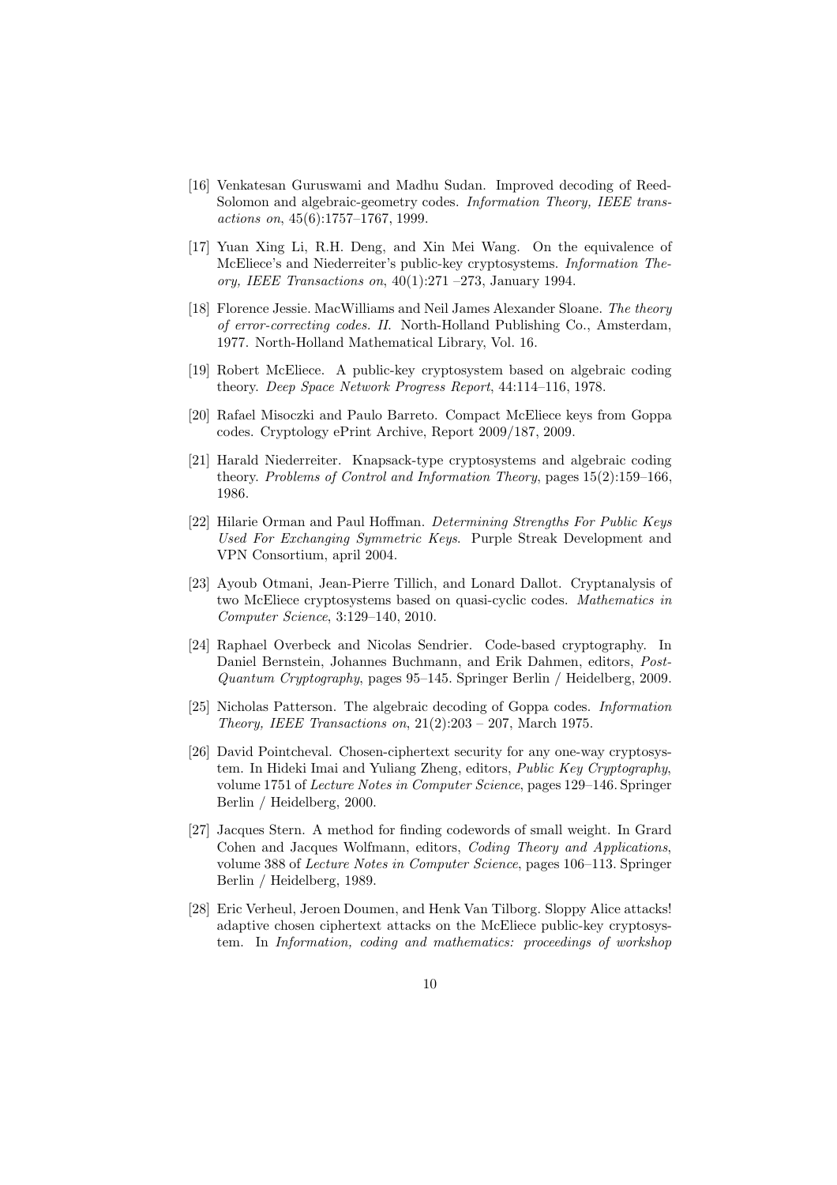[16] Venkatesan Guruswami and Madhu Sudan. Improved decoding of Reed-Solomon and algebraic-geometry codes. *Information Theory, IEEE transactions on*, 45(6):1757–1767, 1999.

[17] Yuan Xing Li, R.H. Deng, and Xin Mei Wang. On the equivalence of McEliece's and Niederreiter's public-key cryptosystems. *Information Theory, IEEE Transactions on*, 40(1):271 –273, January 1994.

[18] Florence Jessie. MacWilliams and Neil James Alexander Sloane. *The theory of error-correcting codes. II.* North-Holland Publishing Co., Amsterdam, 1977. North-Holland Mathematical Library, Vol. 16.

[19] Robert McEliece. A public-key cryptosystem based on algebraic coding theory. *Deep Space Network Progress Report*, 44:114–116, 1978.

[20] Rafael Misoczki and Paulo Barreto. Compact McEliece keys from Goppa codes. Cryptology ePrint Archive, Report 2009/187, 2009.

[21] Harald Niederreiter. Knapsack-type cryptosystems and algebraic coding theory. *Problems of Control and Information Theory*, pages 15(2):159–166, 1986.

[22] Hilarie Orman and Paul Hoffman. *Determining Strengths For Public Keys Used For Exchanging Symmetric Keys*. Purple Streak Development and VPN Consortium, april 2004.

[23] Ayoub Otmani, Jean-Pierre Tillich, and Lonard Dallot. Cryptanalysis of two McEliece cryptosystems based on quasi-cyclic codes. *Mathematics in Computer Science*, 3:129–140, 2010.

[24] Raphael Overbeck and Nicolas Sendrier. Code-based cryptography. In Daniel Bernstein, Johannes Buchmann, and Erik Dahmen, editors, *Post-Quantum Cryptography*, pages 95–145. Springer Berlin / Heidelberg, 2009.

[25] Nicholas Patterson. The algebraic decoding of Goppa codes. *Information Theory, IEEE Transactions on*, 21(2):203 – 207, March 1975.

[26] David Pointcheval. Chosen-ciphertext security for any one-way cryptosystem. In Hideki Imai and Yuliang Zheng, editors, *Public Key Cryptography*, volume 1751 of *Lecture Notes in Computer Science*, pages 129–146. Springer Berlin / Heidelberg, 2000.

[27] Jacques Stern. A method for finding codewords of small weight. In Grard Cohen and Jacques Wolfmann, editors, *Coding Theory and Applications*, volume 388 of *Lecture Notes in Computer Science*, pages 106–113. Springer Berlin / Heidelberg, 1989.

[28] Eric Verheul, Jeroen Doumen, and Henk Van Tilborg. Sloppy Alice attacks! adaptive chosen ciphertext attacks on the McEliece public-key cryptosystem. In *Information, coding and mathematics: proceedings of workshop*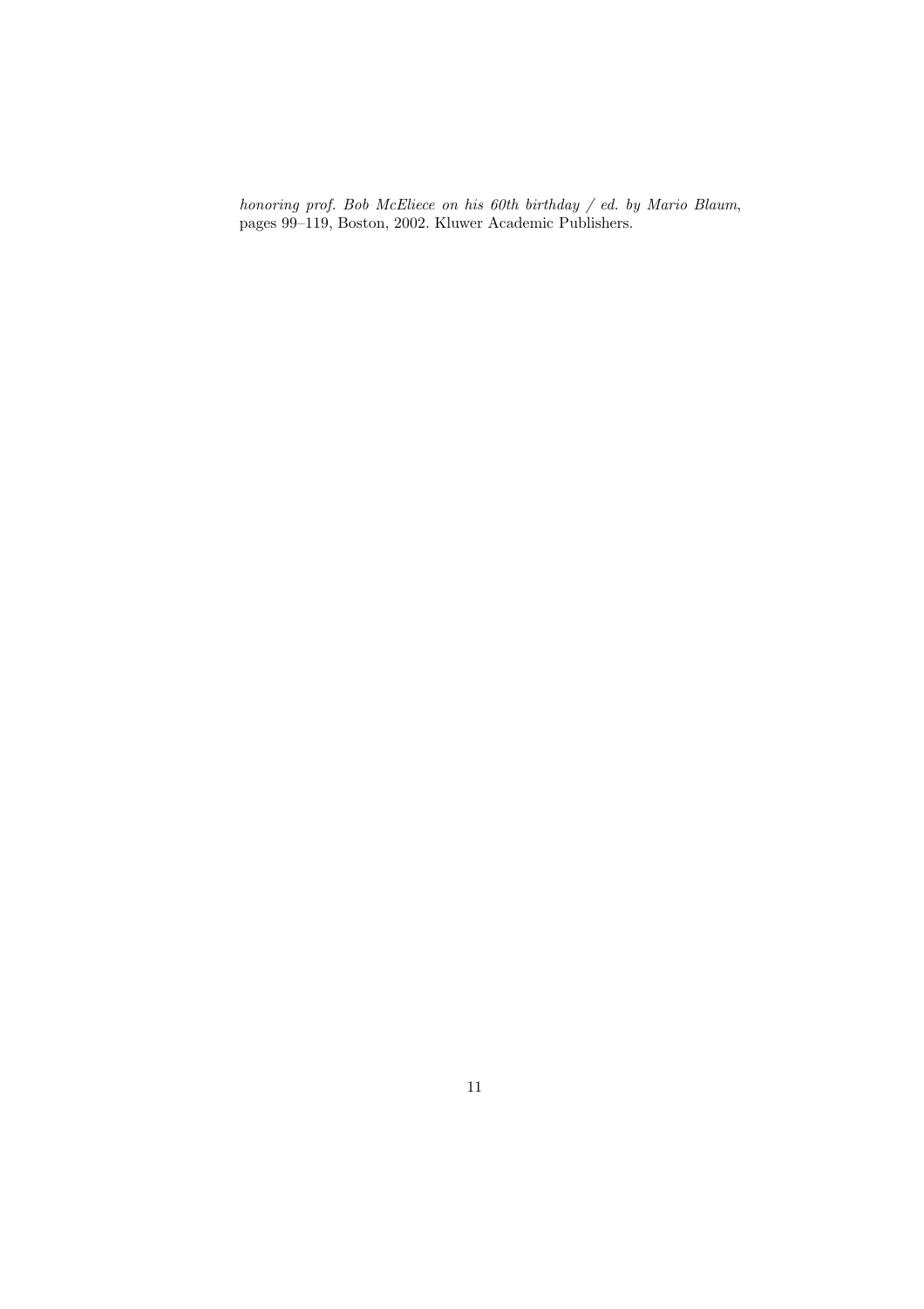*honoring prof. Bob McEliece on his 60th birthday / ed. by Mario Blaum*, pages 99–119, Boston, 2002. Kluwer Academic Publishers.